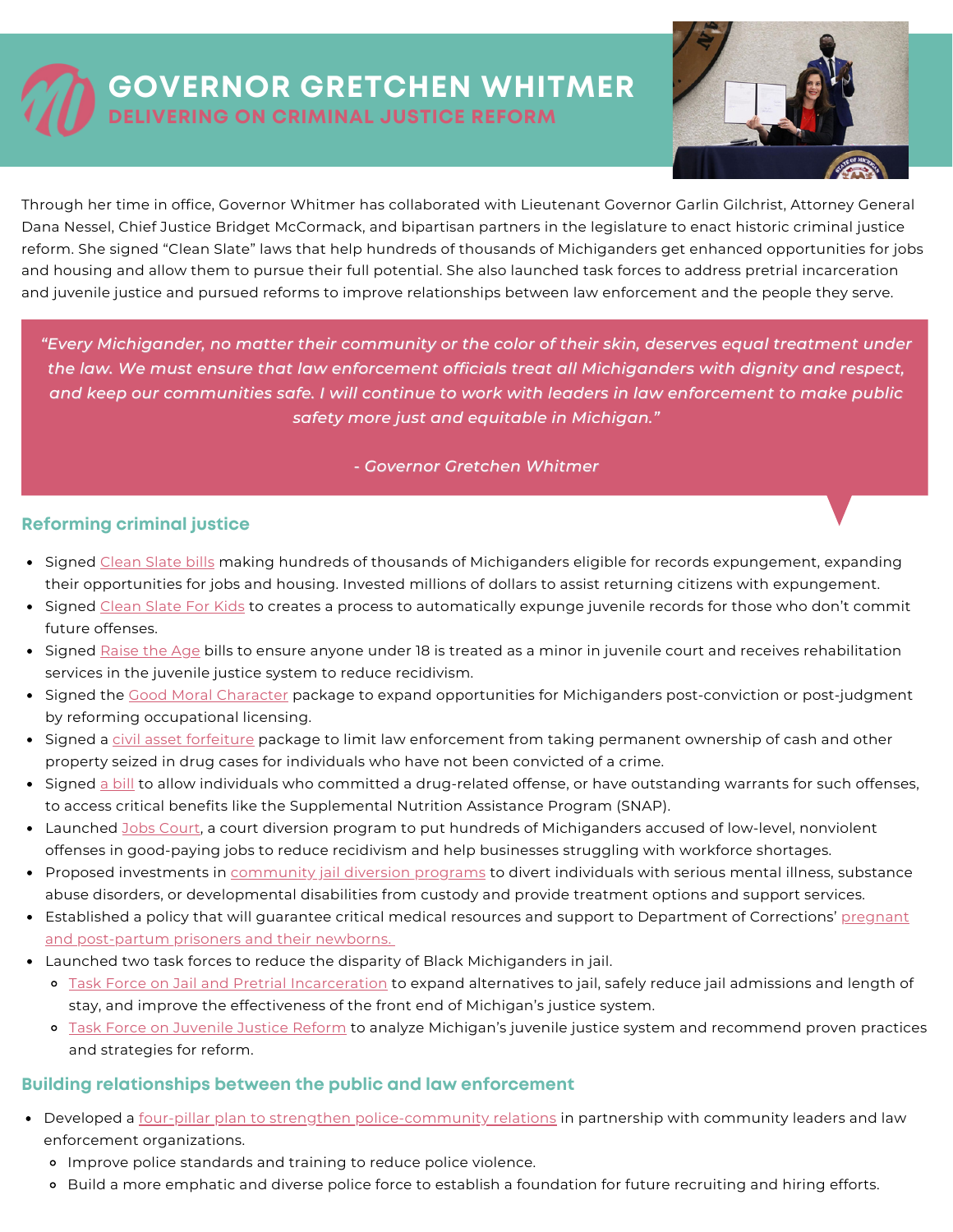# GOVERNOR GRETCHEN WHITMER

## DELIVERING ON CRIMINAL JUSTICE REFORM

Through her time in office, Governor Whitmer has collaborated with Lieutenant Governor Garlin Gilchrist, Attorney General Dana Nessel, Chief Justice Bridget McCormack, and bipartisan partners in the legislature to enact historic criminal justice reform. She signed "Clean Slate" laws that help hundreds of thousands of Michiganders get enhanced opportunities for jobs and housing and allow them to pursue their full potential. She also launched task forces to address pretrial incarceration and juvenile justice and pursued reforms to improve relationships between law enforcement and the people they serve.

> *"Every Michigander, no matter their community or the color of their skin, deserves equal treatment under the law. We must ensure that law enforcement officials treat all Michiganders with dignity and respect, and keep our communities safe. I will continue to work with leaders in law enforcement to make public safety more just and equitable in Michigan."*
>
> *- Governor Gretchen Whitmer*

### Reforming criminal justice

- Signed Clean Slate bills making hundreds of thousands of Michiganders eligible for records expungement, expanding their opportunities for jobs and housing. Invested millions of dollars to assist returning citizens with expungement.
- Signed Clean Slate For Kids to creates a process to automatically expunge juvenile records for those who don't commit future offenses.
- Signed Raise the Age bills to ensure anyone under 18 is treated as a minor in juvenile court and receives rehabilitation services in the juvenile justice system to reduce recidivism.
- Signed the Good Moral Character package to expand opportunities for Michiganders post-conviction or post-judgment by reforming occupational licensing.
- Signed a civil asset forfeiture package to limit law enforcement from taking permanent ownership of cash and other property seized in drug cases for individuals who have not been convicted of a crime.
- Signed a bill to allow individuals who committed a drug-related offense, or have outstanding warrants for such offenses, to access critical benefits like the Supplemental Nutrition Assistance Program (SNAP).
- Launched Jobs Court, a court diversion program to put hundreds of Michiganders accused of low-level, nonviolent offenses in good-paying jobs to reduce recidivism and help businesses struggling with workforce shortages.
- Proposed investments in community jail diversion programs to divert individuals with serious mental illness, substance abuse disorders, or developmental disabilities from custody and provide treatment options and support services.
- Established a policy that will guarantee critical medical resources and support to Department of Corrections' pregnant and post-partum prisoners and their newborns.
- Launched two task forces to reduce the disparity of Black Michiganders in jail.
  - Task Force on Jail and Pretrial Incarceration to expand alternatives to jail, safely reduce jail admissions and length of stay, and improve the effectiveness of the front end of Michigan's justice system.
  - Task Force on Juvenile Justice Reform to analyze Michigan's juvenile justice system and recommend proven practices and strategies for reform.

### Building relationships between the public and law enforcement

- Developed a four-pillar plan to strengthen police-community relations in partnership with community leaders and law enforcement organizations.
  - Improve police standards and training to reduce police violence.
  - Build a more emphatic and diverse police force to establish a foundation for future recruiting and hiring efforts.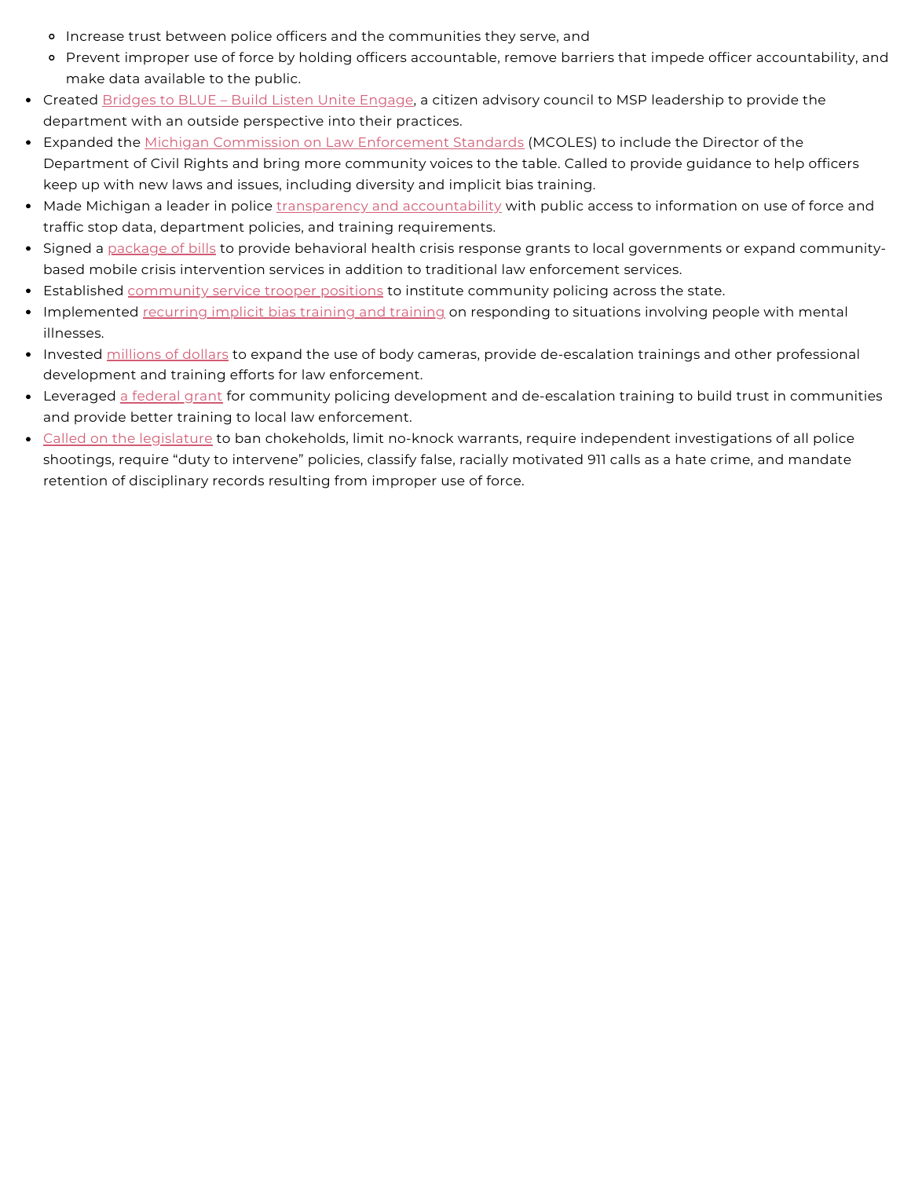- Increase trust between police officers and the communities they serve, and
    - Prevent improper use of force by holding officers accountable, remove barriers that impede officer accountability, and make data available to the public.
- Created Bridges to BLUE – Build Listen Unite Engage, a citizen advisory council to MSP leadership to provide the department with an outside perspective into their practices.
- Expanded the Michigan Commission on Law Enforcement Standards (MCOLES) to include the Director of the Department of Civil Rights and bring more community voices to the table. Called to provide guidance to help officers keep up with new laws and issues, including diversity and implicit bias training.
- Made Michigan a leader in police transparency and accountability with public access to information on use of force and traffic stop data, department policies, and training requirements.
- Signed a package of bills to provide behavioral health crisis response grants to local governments or expand community-based mobile crisis intervention services in addition to traditional law enforcement services.
- Established community service trooper positions to institute community policing across the state.
- Implemented recurring implicit bias training and training on responding to situations involving people with mental illnesses.
- Invested millions of dollars to expand the use of body cameras, provide de-escalation trainings and other professional development and training efforts for law enforcement.
- Leveraged a federal grant for community policing development and de-escalation training to build trust in communities and provide better training to local law enforcement.
- Called on the legislature to ban chokeholds, limit no-knock warrants, require independent investigations of all police shootings, require "duty to intervene" policies, classify false, racially motivated 911 calls as a hate crime, and mandate retention of disciplinary records resulting from improper use of force.